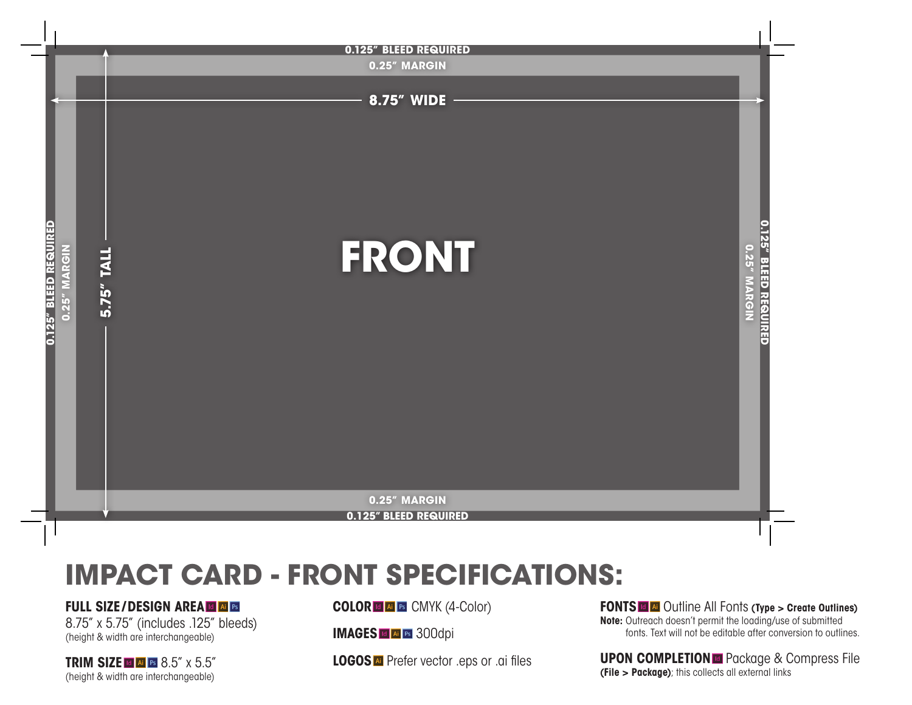0.125" BLEED REQUIRED

0.25" MARGIN

8.75" WIDE

5.75" TALL

FRONT

0.25" MARGIN

0.125" BLEED REQUIRED

# IMPACT CARD - FRONT SPECIFICATIONS:

**FULL SIZE/DESIGN AREA** Id Ai Ps
8.75" x 5.75" (includes .125" bleeds)
(height & width are interchangeable)

**TRIM SIZE** Id Ai Ps 8.5" x 5.5"
(height & width are interchangeable)

**COLOR** Id Ai Ps CMYK (4-Color)

**IMAGES** Id Ai Ps 300dpi

**LOGOS** Ai Prefer vector .eps or .ai files

**FONTS** Id Ai Outline All Fonts **(Type > Create Outlines)**
**Note:** Outreach doesn't permit the loading/use of submitted fonts. Text will not be editable after conversion to outlines.

**UPON COMPLETION** Id Package & Compress File
**(File > Package)**; this collects all external links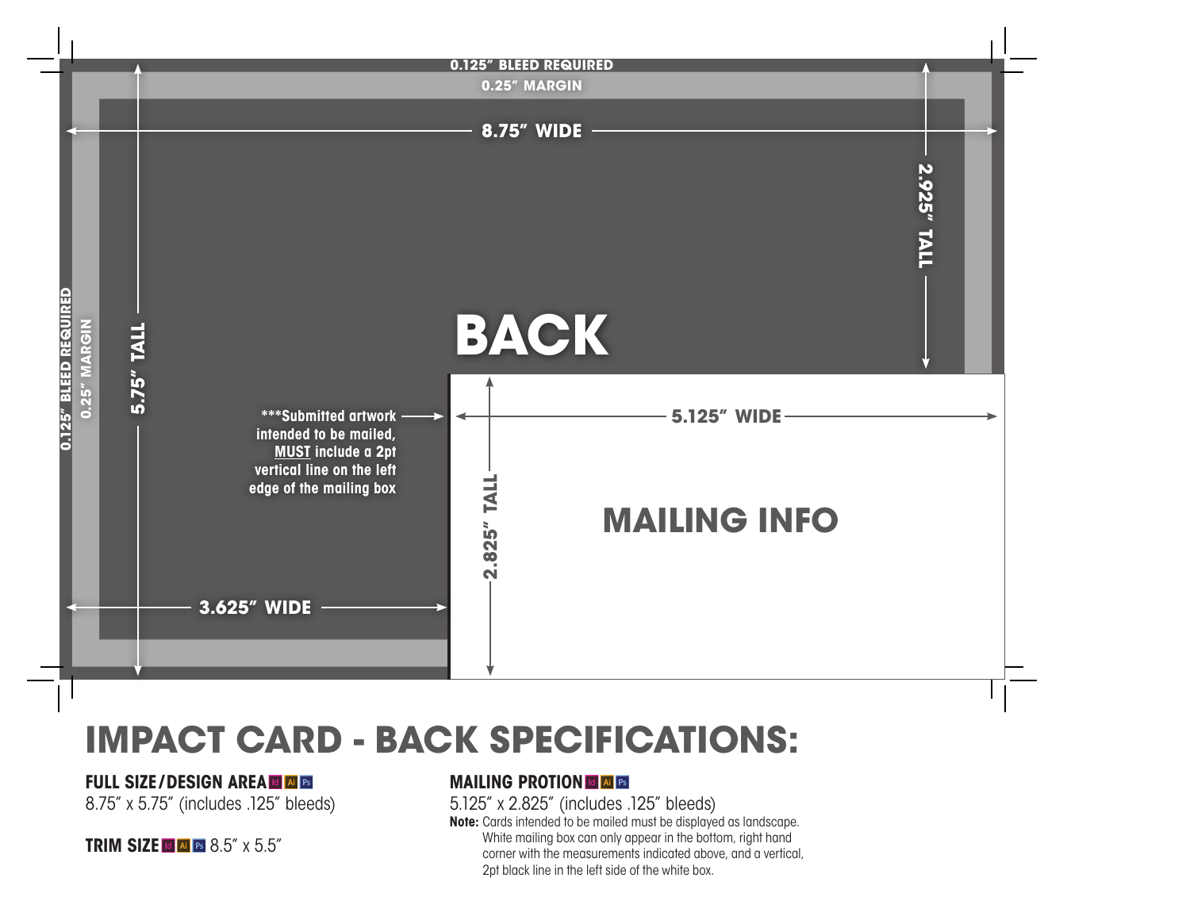0.125" BLEED REQUIRED

0.25" MARGIN

8.75" WIDE

2.925" TALL

0.125" BLEED REQUIRED

0.25" MARGIN

5.75" TALL

BACK

***Submitted artwork intended to be mailed, **MUST** include a 2pt vertical line on the left edge of the mailing box

5.125" WIDE

2.825" TALL

MAILING INFO

3.625" WIDE

# IMPACT CARD - BACK SPECIFICATIONS:

**FULL SIZE/DESIGN AREA** Id Ai Ps
8.75" x 5.75" (includes .125" bleeds)

**TRIM SIZE** Id Ai Ps 8.5" x 5.5"

**MAILING PROTION** Id Ai Ps
5.125" x 2.825" (includes .125" bleeds)

**Note:** Cards intended to be mailed must be displayed as landscape. White mailing box can only appear in the bottom, right hand corner with the measurements indicated above, and a vertical, 2pt black line in the left side of the white box.